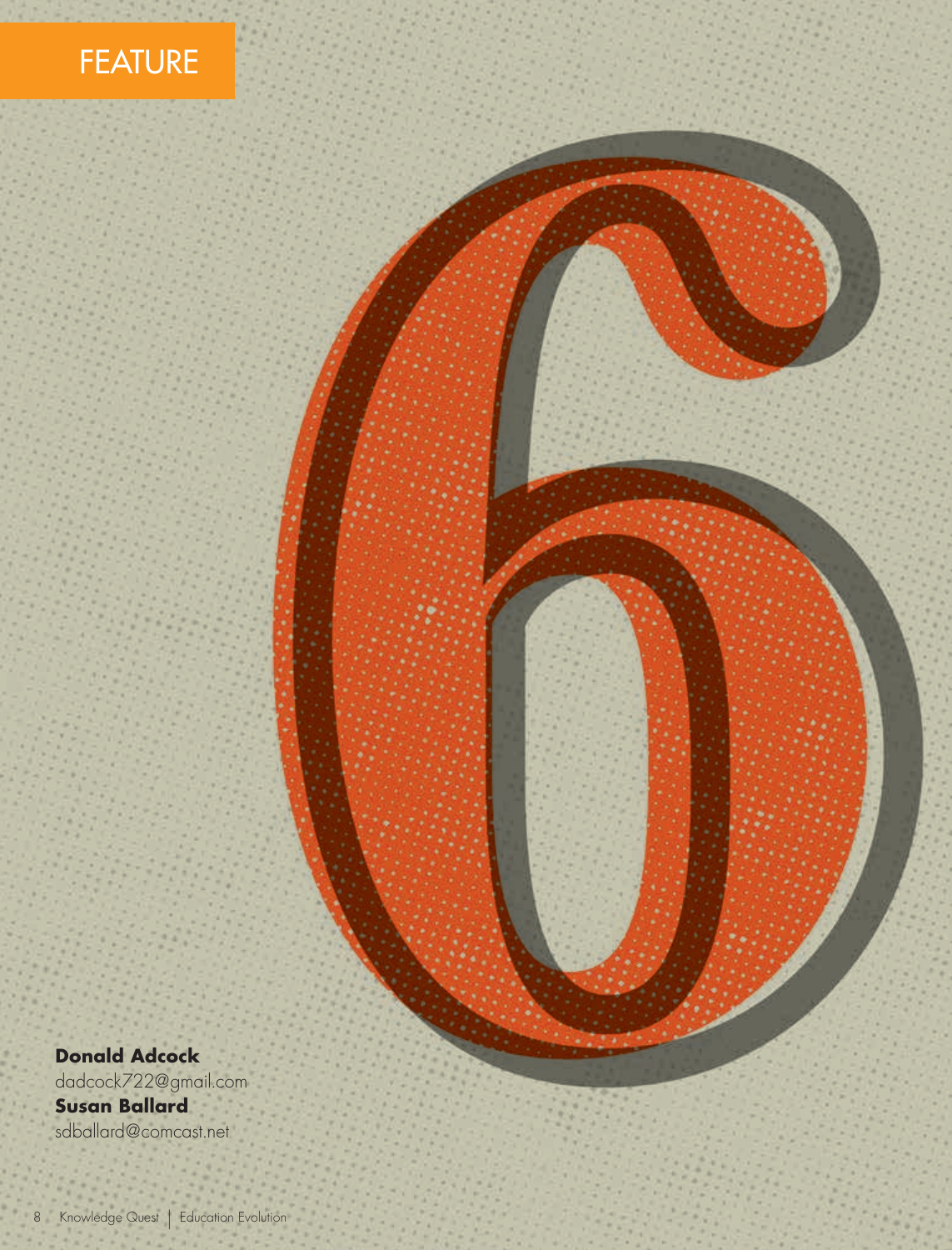FEATURE

**Donald Adcock**
dadcock722@gmail.com
**Susan Ballard**
sdballard@comcast.net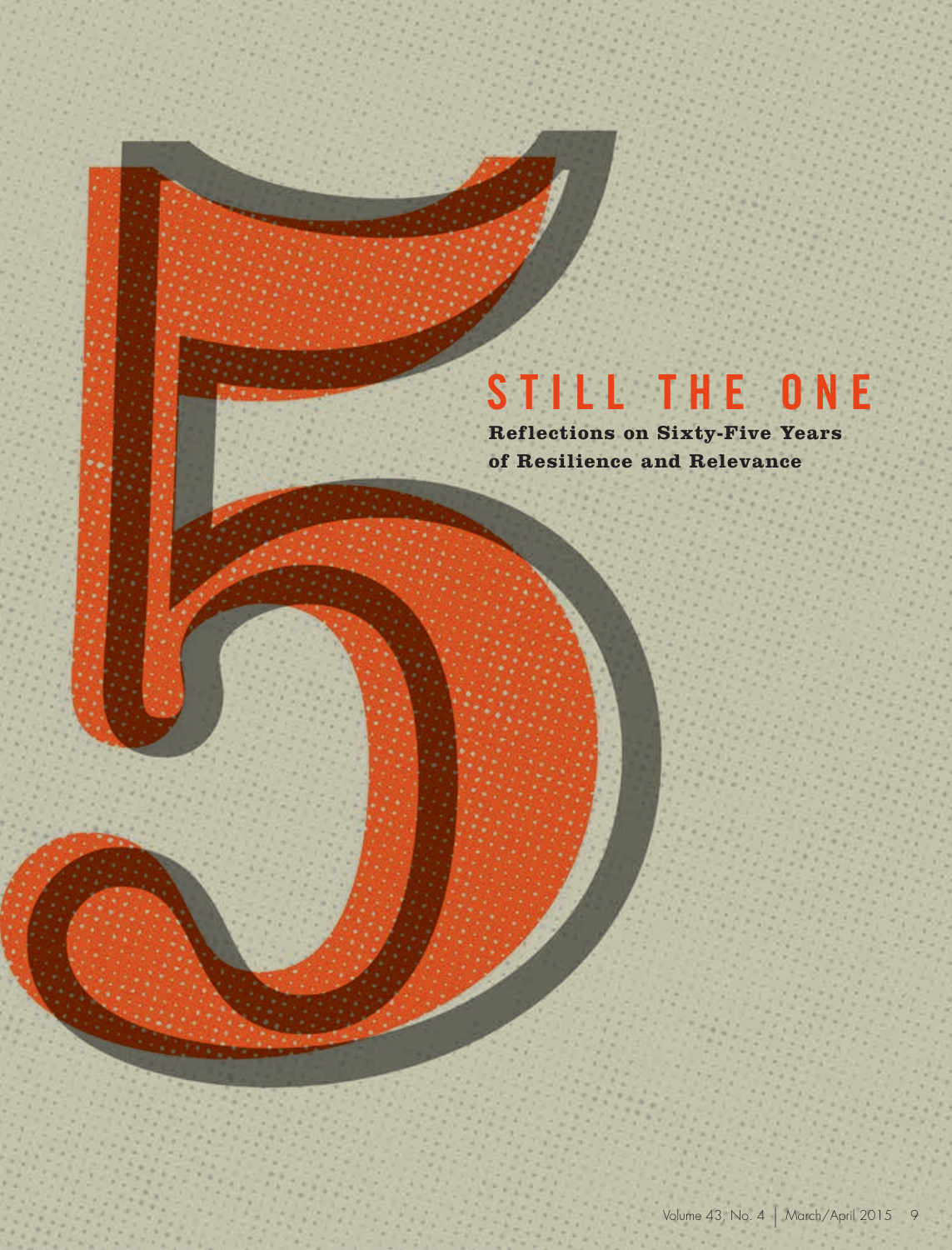# STILL THE ONE

**Reflections on Sixty-Five Years of Resilience and Relevance**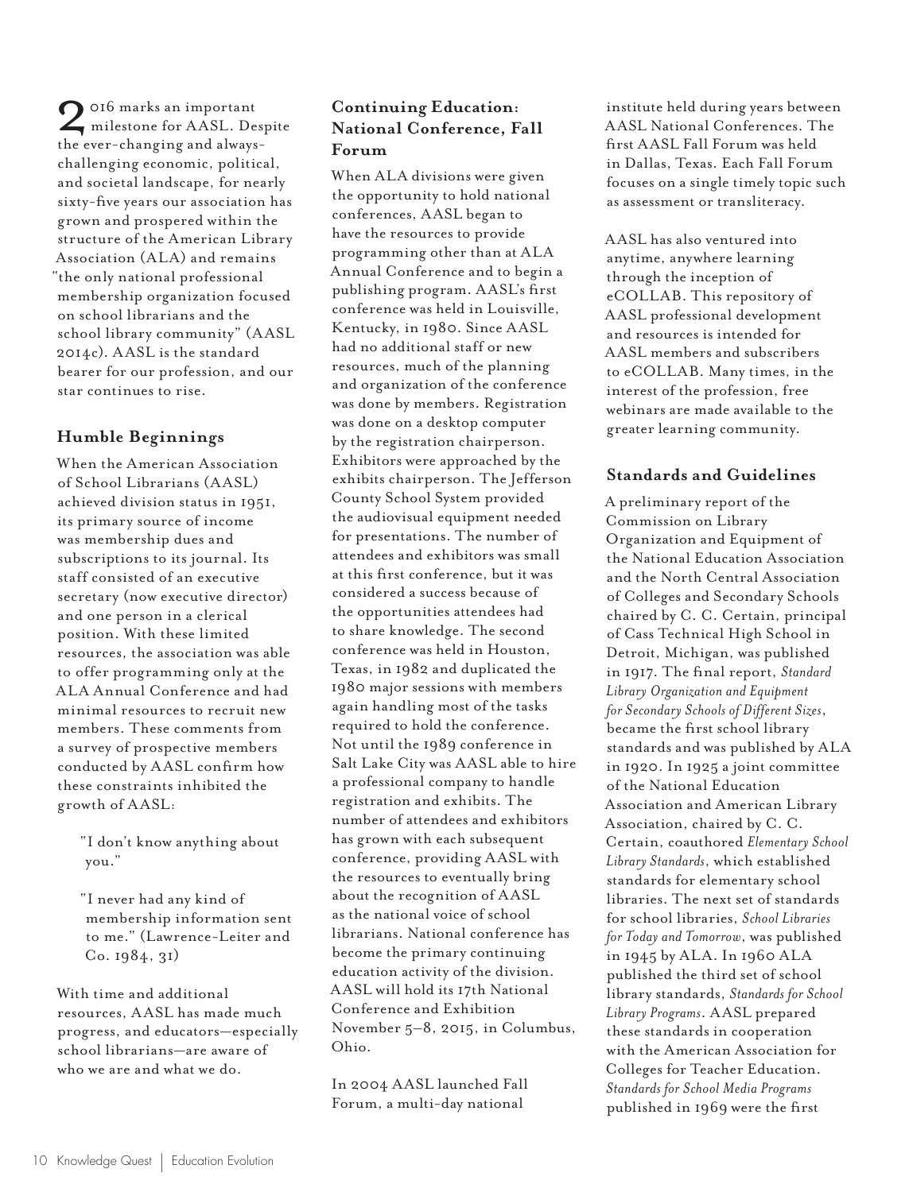2016 marks an important milestone for AASL. Despite the ever-changing and always-challenging economic, political, and societal landscape, for nearly sixty-five years our association has grown and prospered within the structure of the American Library Association (ALA) and remains "the only national professional membership organization focused on school librarians and the school library community" (AASL 2014c). AASL is the standard bearer for our profession, and our star continues to rise.

## Humble Beginnings

When the American Association of School Librarians (AASL) achieved division status in 1951, its primary source of income was membership dues and subscriptions to its journal. Its staff consisted of an executive secretary (now executive director) and one person in a clerical position. With these limited resources, the association was able to offer programming only at the ALA Annual Conference and had minimal resources to recruit new members. These comments from a survey of prospective members conducted by AASL confirm how these constraints inhibited the growth of AASL:

> "I don't know anything about you."
>
> "I never had any kind of membership information sent to me." (Lawrence-Leiter and Co. 1984, 31)

With time and additional resources, AASL has made much progress, and educators—especially school librarians—are aware of who we are and what we do.

## Continuing Education: National Conference, Fall Forum

When ALA divisions were given the opportunity to hold national conferences, AASL began to have the resources to provide programming other than at ALA Annual Conference and to begin a publishing program. AASL's first conference was held in Louisville, Kentucky, in 1980. Since AASL had no additional staff or new resources, much of the planning and organization of the conference was done by members. Registration was done on a desktop computer by the registration chairperson. Exhibitors were approached by the exhibits chairperson. The Jefferson County School System provided the audiovisual equipment needed for presentations. The number of attendees and exhibitors was small at this first conference, but it was considered a success because of the opportunities attendees had to share knowledge. The second conference was held in Houston, Texas, in 1982 and duplicated the 1980 major sessions with members again handling most of the tasks required to hold the conference. Not until the 1989 conference in Salt Lake City was AASL able to hire a professional company to handle registration and exhibits. The number of attendees and exhibitors has grown with each subsequent conference, providing AASL with the resources to eventually bring about the recognition of AASL as the national voice of school librarians. National conference has become the primary continuing education activity of the division. AASL will hold its 17th National Conference and Exhibition November 5–8, 2015, in Columbus, Ohio.

In 2004 AASL launched Fall Forum, a multi-day national institute held during years between AASL National Conferences. The first AASL Fall Forum was held in Dallas, Texas. Each Fall Forum focuses on a single timely topic such as assessment or transliteracy.

AASL has also ventured into anytime, anywhere learning through the inception of eCOLLAB. This repository of AASL professional development and resources is intended for AASL members and subscribers to eCOLLAB. Many times, in the interest of the profession, free webinars are made available to the greater learning community.

## Standards and Guidelines

A preliminary report of the Commission on Library Organization and Equipment of the National Education Association and the North Central Association of Colleges and Secondary Schools chaired by C. C. Certain, principal of Cass Technical High School in Detroit, Michigan, was published in 1917. The final report, *Standard Library Organization and Equipment for Secondary Schools of Different Sizes*, became the first school library standards and was published by ALA in 1920. In 1925 a joint committee of the National Education Association and American Library Association, chaired by C. C. Certain, coauthored *Elementary School Library Standards*, which established standards for elementary school libraries. The next set of standards for school libraries, *School Libraries for Today and Tomorrow*, was published in 1945 by ALA. In 1960 ALA published the third set of school library standards, *Standards for School Library Programs*. AASL prepared these standards in cooperation with the American Association for Colleges for Teacher Education. *Standards for School Media Programs* published in 1969 were the first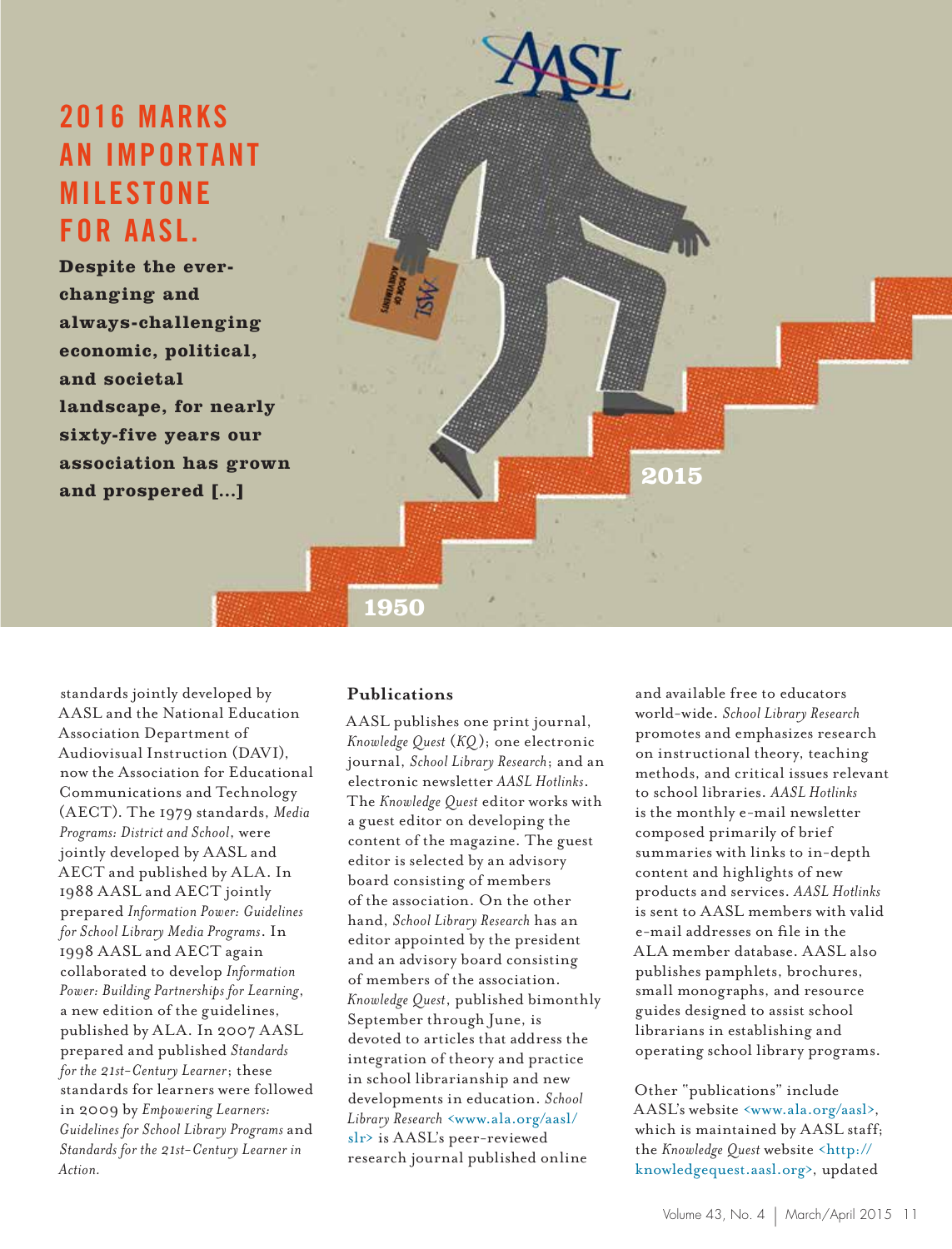## 2016 MARKS AN IMPORTANT MILESTONE FOR AASL.

**Despite the ever-changing and always-challenging economic, political, and societal landscape, for nearly sixty-five years our association has grown and prospered [...]**

standards jointly developed by AASL and the National Education Association Department of Audiovisual Instruction (DAVI), now the Association for Educational Communications and Technology (AECT). The 1979 standards, *Media Programs: District and School*, were jointly developed by AASL and AECT and published by ALA. In 1988 AASL and AECT jointly prepared *Information Power: Guidelines for School Library Media Programs*. In 1998 AASL and AECT again collaborated to develop *Information Power: Building Partnerships for Learning*, a new edition of the guidelines, published by ALA. In 2007 AASL prepared and published *Standards for the 21st-Century Learner*; these standards for learners were followed in 2009 by *Empowering Learners: Guidelines for School Library Programs* and *Standards for the 21st-Century Learner in Action*.

### Publications

AASL publishes one print journal, *Knowledge Quest* (*KQ*); one electronic journal, *School Library Research*; and an electronic newsletter *AASL Hotlinks*. The *Knowledge Quest* editor works with a guest editor on developing the content of the magazine. The guest editor is selected by an advisory board consisting of members of the association. On the other hand, *School Library Research* has an editor appointed by the president and an advisory board consisting of members of the association. *Knowledge Quest*, published bimonthly September through June, is devoted to articles that address the integration of theory and practice in school librarianship and new developments in education. *School Library Research* <www.ala.org/aasl/slr> is AASL's peer-reviewed research journal published online and available free to educators world-wide. *School Library Research* promotes and emphasizes research on instructional theory, teaching methods, and critical issues relevant to school libraries. *AASL Hotlinks* is the monthly e-mail newsletter composed primarily of brief summaries with links to in-depth content and highlights of new products and services. *AASL Hotlinks* is sent to AASL members with valid e-mail addresses on file in the ALA member database. AASL also publishes pamphlets, brochures, small monographs, and resource guides designed to assist school librarians in establishing and operating school library programs.

Other "publications" include AASL's website <www.ala.org/aasl>, which is maintained by AASL staff; the *Knowledge Quest* website <http://knowledgequest.aasl.org>, updated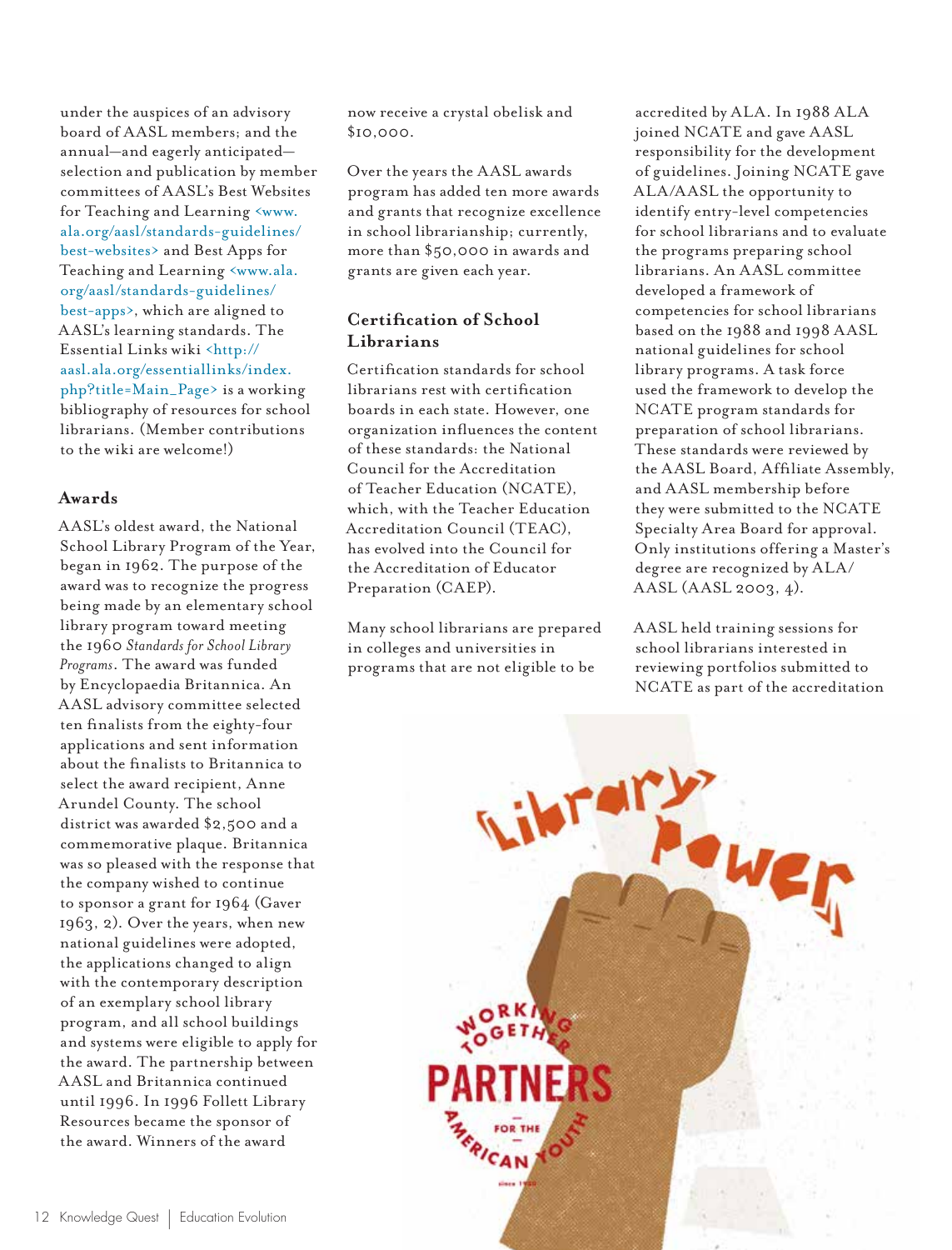under the auspices of an advisory board of AASL members; and the annual—and eagerly anticipated—selection and publication by member committees of AASL's Best Websites for Teaching and Learning <www.ala.org/aasl/standards-guidelines/best-websites> and Best Apps for Teaching and Learning <www.ala.org/aasl/standards-guidelines/best-apps>, which are aligned to AASL's learning standards. The Essential Links wiki <http://aasl.ala.org/essentiallinks/index.php?title=Main_Page> is a working bibliography of resources for school librarians. (Member contributions to the wiki are welcome!)

### Awards

AASL's oldest award, the National School Library Program of the Year, began in 1962. The purpose of the award was to recognize the progress being made by an elementary school library program toward meeting the 1960 *Standards for School Library Programs*. The award was funded by Encyclopaedia Britannica. An AASL advisory committee selected ten finalists from the eighty-four applications and sent information about the finalists to Britannica to select the award recipient, Anne Arundel County. The school district was awarded $2,500 and a commemorative plaque. Britannica was so pleased with the response that the company wished to continue to sponsor a grant for 1964 (Gaver 1963, 2). Over the years, when new national guidelines were adopted, the applications changed to align with the contemporary description of an exemplary school library program, and all school buildings and systems were eligible to apply for the award. The partnership between AASL and Britannica continued until 1996. In 1996 Follett Library Resources became the sponsor of the award. Winners of the award now receive a crystal obelisk and $10,000.

Over the years the AASL awards program has added ten more awards and grants that recognize excellence in school librarianship; currently, more than $50,000 in awards and grants are given each year.

### Certification of School Librarians

Certification standards for school librarians rest with certification boards in each state. However, one organization influences the content of these standards: the National Council for the Accreditation of Teacher Education (NCATE), which, with the Teacher Education Accreditation Council (TEAC), has evolved into the Council for the Accreditation of Educator Preparation (CAEP).

Many school librarians are prepared in colleges and universities in programs that are not eligible to be accredited by ALA. In 1988 ALA joined NCATE and gave AASL responsibility for the development of guidelines. Joining NCATE gave ALA/AASL the opportunity to identify entry-level competencies for school librarians and to evaluate the programs preparing school librarians. An AASL committee developed a framework of competencies for school librarians based on the 1988 and 1998 AASL national guidelines for school library programs. A task force used the framework to develop the NCATE program standards for preparation of school librarians. These standards were reviewed by the AASL Board, Affiliate Assembly, and AASL membership before they were submitted to the NCATE Specialty Area Board for approval. Only institutions offering a Master's degree are recognized by ALA/AASL (AASL 2003, 4).

AASL held training sessions for school librarians interested in reviewing portfolios submitted to NCATE as part of the accreditation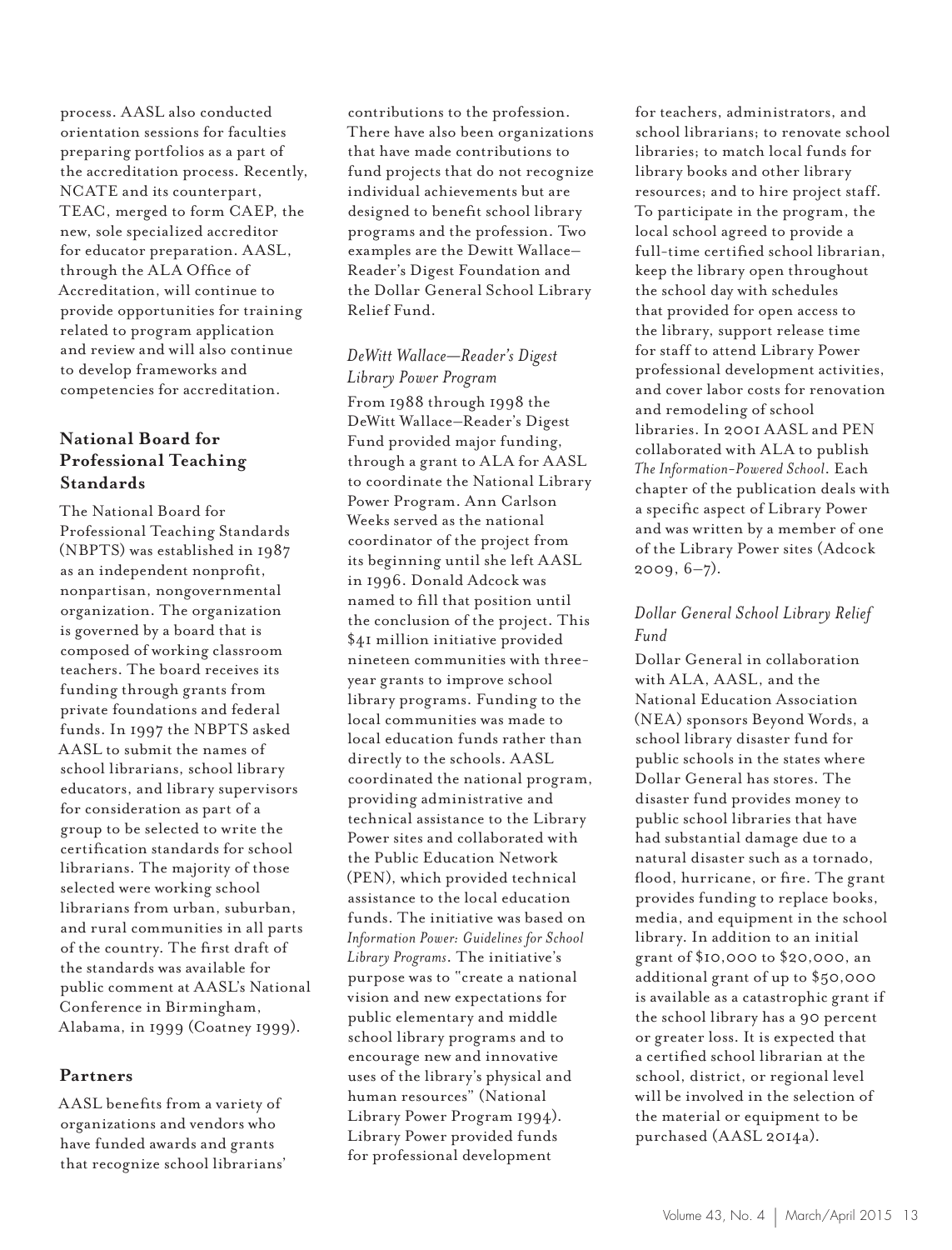process. AASL also conducted orientation sessions for faculties preparing portfolios as a part of the accreditation process. Recently, NCATE and its counterpart, TEAC, merged to form CAEP, the new, sole specialized accreditor for educator preparation. AASL, through the ALA Office of Accreditation, will continue to provide opportunities for training related to program application and review and will also continue to develop frameworks and competencies for accreditation.

## National Board for Professional Teaching Standards

The National Board for Professional Teaching Standards (NBPTS) was established in 1987 as an independent nonprofit, nonpartisan, nongovernmental organization. The organization is governed by a board that is composed of working classroom teachers. The board receives its funding through grants from private foundations and federal funds. In 1997 the NBPTS asked AASL to submit the names of school librarians, school library educators, and library supervisors for consideration as part of a group to be selected to write the certification standards for school librarians. The majority of those selected were working school librarians from urban, suburban, and rural communities in all parts of the country. The first draft of the standards was available for public comment at AASL's National Conference in Birmingham, Alabama, in 1999 (Coatney 1999).

## Partners

AASL benefits from a variety of organizations and vendors who have funded awards and grants that recognize school librarians' contributions to the profession. There have also been organizations that have made contributions to fund projects that do not recognize individual achievements but are designed to benefit school library programs and the profession. Two examples are the Dewitt Wallace–Reader's Digest Foundation and the Dollar General School Library Relief Fund.

### *DeWitt Wallace—Reader's Digest Library Power Program*

From 1988 through 1998 the DeWitt Wallace–Reader's Digest Fund provided major funding, through a grant to ALA for AASL to coordinate the National Library Power Program. Ann Carlson Weeks served as the national coordinator of the project from its beginning until she left AASL in 1996. Donald Adcock was named to fill that position until the conclusion of the project. This $41 million initiative provided nineteen communities with three-year grants to improve school library programs. Funding to the local communities was made to local education funds rather than directly to the schools. AASL coordinated the national program, providing administrative and technical assistance to the Library Power sites and collaborated with the Public Education Network (PEN), which provided technical assistance to the local education funds. The initiative was based on *Information Power: Guidelines for School Library Programs*. The initiative's purpose was to "create a national vision and new expectations for public elementary and middle school library programs and to encourage new and innovative uses of the library's physical and human resources" (National Library Power Program 1994). Library Power provided funds for professional development for teachers, administrators, and school librarians; to renovate school libraries; to match local funds for library books and other library resources; and to hire project staff. To participate in the program, the local school agreed to provide a full-time certified school librarian, keep the library open throughout the school day with schedules that provided for open access to the library, support release time for staff to attend Library Power professional development activities, and cover labor costs for renovation and remodeling of school libraries. In 2001 AASL and PEN collaborated with ALA to publish *The Information-Powered School*. Each chapter of the publication deals with a specific aspect of Library Power and was written by a member of one of the Library Power sites (Adcock 2009, 6–7).

### *Dollar General School Library Relief Fund*

Dollar General in collaboration with ALA, AASL, and the National Education Association (NEA) sponsors Beyond Words, a school library disaster fund for public schools in the states where Dollar General has stores. The disaster fund provides money to public school libraries that have had substantial damage due to a natural disaster such as a tornado, flood, hurricane, or fire. The grant provides funding to replace books, media, and equipment in the school library. In addition to an initial grant of $10,000 to $20,000, an additional grant of up to $50,000 is available as a catastrophic grant if the school library has a 90 percent or greater loss. It is expected that a certified school librarian at the school, district, or regional level will be involved in the selection of the material or equipment to be purchased (AASL 2014a).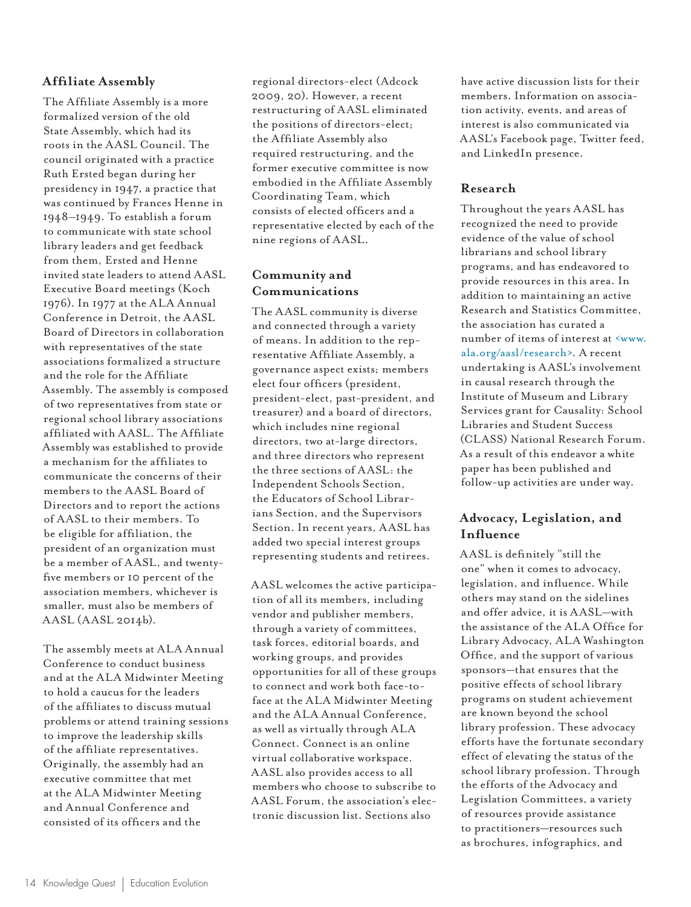## Affiliate Assembly

The Affiliate Assembly is a more formalized version of the old State Assembly, which had its roots in the AASL Council. The council originated with a practice Ruth Ersted began during her presidency in 1947, a practice that was continued by Frances Henne in 1948–1949. To establish a forum to communicate with state school library leaders and get feedback from them, Ersted and Henne invited state leaders to attend AASL Executive Board meetings (Koch 1976). In 1977 at the ALA Annual Conference in Detroit, the AASL Board of Directors in collaboration with representatives of the state associations formalized a structure and the role for the Affiliate Assembly. The assembly is composed of two representatives from state or regional school library associations affiliated with AASL. The Affiliate Assembly was established to provide a mechanism for the affiliates to communicate the concerns of their members to the AASL Board of Directors and to report the actions of AASL to their members. To be eligible for affiliation, the president of an organization must be a member of AASL, and twenty-five members or 10 percent of the association members, whichever is smaller, must also be members of AASL (AASL 2014b).

The assembly meets at ALA Annual Conference to conduct business and at the ALA Midwinter Meeting to hold a caucus for the leaders of the affiliates to discuss mutual problems or attend training sessions to improve the leadership skills of the affiliate representatives. Originally, the assembly had an executive committee that met at the ALA Midwinter Meeting and Annual Conference and consisted of its officers and the regional directors-elect (Adcock 2009, 20). However, a recent restructuring of AASL eliminated the positions of directors-elect; the Affiliate Assembly also required restructuring, and the former executive committee is now embodied in the Affiliate Assembly Coordinating Team, which consists of elected officers and a representative elected by each of the nine regions of AASL.

## Community and Communications

The AASL community is diverse and connected through a variety of means. In addition to the representative Affiliate Assembly, a governance aspect exists; members elect four officers (president, president-elect, past-president, and treasurer) and a board of directors, which includes nine regional directors, two at-large directors, and three directors who represent the three sections of AASL: the Independent Schools Section, the Educators of School Librarians Section, and the Supervisors Section. In recent years, AASL has added two special interest groups representing students and retirees.

AASL welcomes the active participation of all its members, including vendor and publisher members, through a variety of committees, task forces, editorial boards, and working groups, and provides opportunities for all of these groups to connect and work both face-to-face at the ALA Midwinter Meeting and the ALA Annual Conference, as well as virtually through ALA Connect. Connect is an online virtual collaborative workspace. AASL also provides access to all members who choose to subscribe to AASL Forum, the association's electronic discussion list. Sections also have active discussion lists for their members. Information on association activity, events, and areas of interest is also communicated via AASL's Facebook page, Twitter feed, and LinkedIn presence.

## Research

Throughout the years AASL has recognized the need to provide evidence of the value of school librarians and school library programs, and has endeavored to provide resources in this area. In addition to maintaining an active Research and Statistics Committee, the association has curated a number of items of interest at <www.ala.org/aasl/research>. A recent undertaking is AASL's involvement in causal research through the Institute of Museum and Library Services grant for Causality: School Libraries and Student Success (CLASS) National Research Forum. As a result of this endeavor a white paper has been published and follow-up activities are under way.

## Advocacy, Legislation, and Influence

AASL is definitely "still the one" when it comes to advocacy, legislation, and influence. While others may stand on the sidelines and offer advice, it is AASL—with the assistance of the ALA Office for Library Advocacy, ALA Washington Office, and the support of various sponsors—that ensures that the positive effects of school library programs on student achievement are known beyond the school library profession. These advocacy efforts have the fortunate secondary effect of elevating the status of the school library profession. Through the efforts of the Advocacy and Legislation Committees, a variety of resources provide assistance to practitioners—resources such as brochures, infographics, and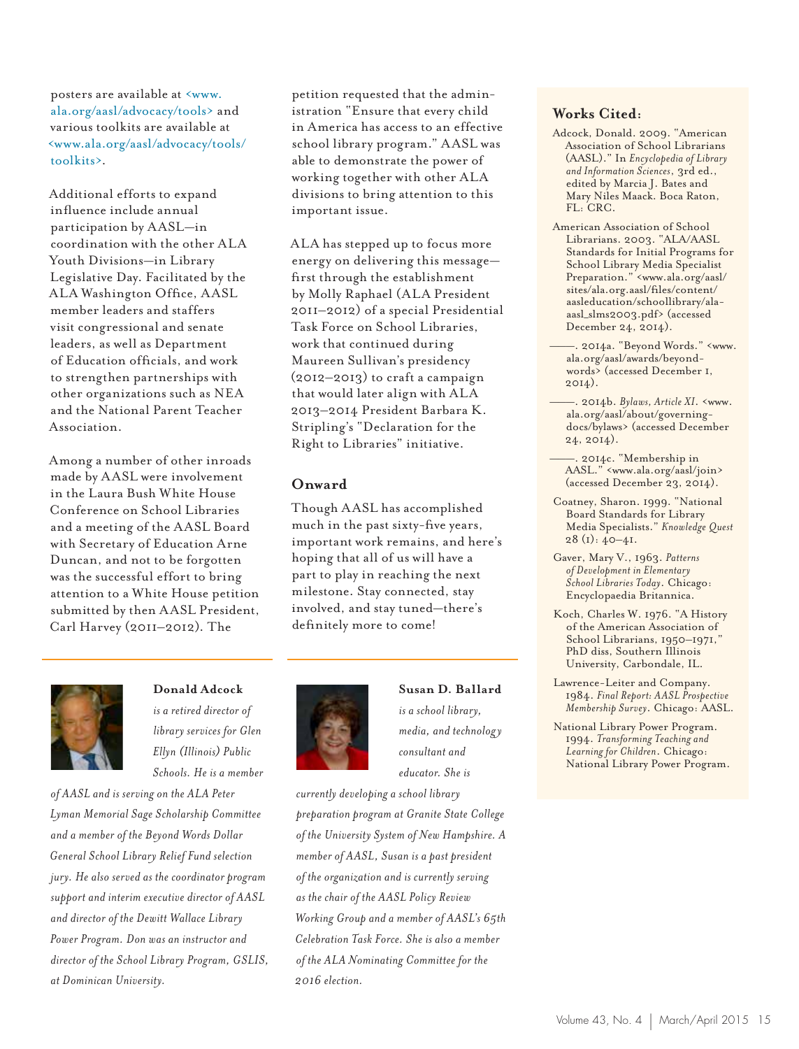posters are available at <www.ala.org/aasl/advocacy/tools> and various toolkits are available at <www.ala.org/aasl/advocacy/tools/toolkits>.

Additional efforts to expand influence include annual participation by AASL—in coordination with the other ALA Youth Divisions—in Library Legislative Day. Facilitated by the ALA Washington Office, AASL member leaders and staffers visit congressional and senate leaders, as well as Department of Education officials, and work to strengthen partnerships with other organizations such as NEA and the National Parent Teacher Association.

Among a number of other inroads made by AASL were involvement in the Laura Bush White House Conference on School Libraries and a meeting of the AASL Board with Secretary of Education Arne Duncan, and not to be forgotten was the successful effort to bring attention to a White House petition submitted by then AASL President, Carl Harvey (2011–2012). The petition requested that the administration "Ensure that every child in America has access to an effective school library program." AASL was able to demonstrate the power of working together with other ALA divisions to bring attention to this important issue.

ALA has stepped up to focus more energy on delivering this message—first through the establishment by Molly Raphael (ALA President 2011–2012) of a special Presidential Task Force on School Libraries, work that continued during Maureen Sullivan's presidency (2012–2013) to craft a campaign that would later align with ALA 2013–2014 President Barbara K. Stripling's "Declaration for the Right to Libraries" initiative.

## Onward

Though AASL has accomplished much in the past sixty-five years, important work remains, and here's hoping that all of us will have a part to play in reaching the next milestone. Stay connected, stay involved, and stay tuned—there's definitely more to come!

**Donald Adcock** *is a retired director of library services for Glen Ellyn (Illinois) Public Schools. He is a member of AASL and is serving on the ALA Peter Lyman Memorial Sage Scholarship Committee and a member of the Beyond Words Dollar General School Library Relief Fund selection jury. He also served as the coordinator program support and interim executive director of AASL and director of the Dewitt Wallace Library Power Program. Don was an instructor and director of the School Library Program, GSLIS, at Dominican University.*

**Susan D. Ballard** *is a school library, media, and technology consultant and educator. She is currently developing a school library preparation program at Granite State College of the University System of New Hampshire. A member of AASL, Susan is a past president of the organization and is currently serving as the chair of the AASL Policy Review Working Group and a member of AASL's 65th Celebration Task Force. She is also a member of the ALA Nominating Committee for the 2016 election.*

## Works Cited:

Adcock, Donald. 2009. "American Association of School Librarians (AASL)." In *Encyclopedia of Library and Information Sciences*, 3rd ed., edited by Marcia J. Bates and Mary Niles Maack. Boca Raton, FL: CRC.

American Association of School Librarians. 2003. "ALA/AASL Standards for Initial Programs for School Library Media Specialist Preparation." <www.ala.org/aasl/sites/ala.org.aasl/files/content/aasleducation/schoollibrary/ala-aasl_slms2003.pdf> (accessed December 24, 2014).

———. 2014a. "Beyond Words." <www.ala.org/aasl/awards/beyond-words> (accessed December 1, 2014).

———. 2014b. *Bylaws, Article XI*. <www.ala.org/aasl/about/governing-docs/bylaws> (accessed December 24, 2014).

———. 2014c. "Membership in AASL." <www.ala.org/aasl/join> (accessed December 23, 2014).

Coatney, Sharon. 1999. "National Board Standards for Library Media Specialists." *Knowledge Quest* 28 (1): 40–41.

Gaver, Mary V., 1963. *Patterns of Development in Elementary School Libraries Today*. Chicago: Encyclopaedia Britannica.

Koch, Charles W. 1976. "A History of the American Association of School Librarians, 1950–1971," PhD diss, Southern Illinois University, Carbondale, IL.

Lawrence-Leiter and Company. 1984. *Final Report: AASL Prospective Membership Survey*. Chicago: AASL.

National Library Power Program. 1994. *Transforming Teaching and Learning for Children*. Chicago: National Library Power Program.